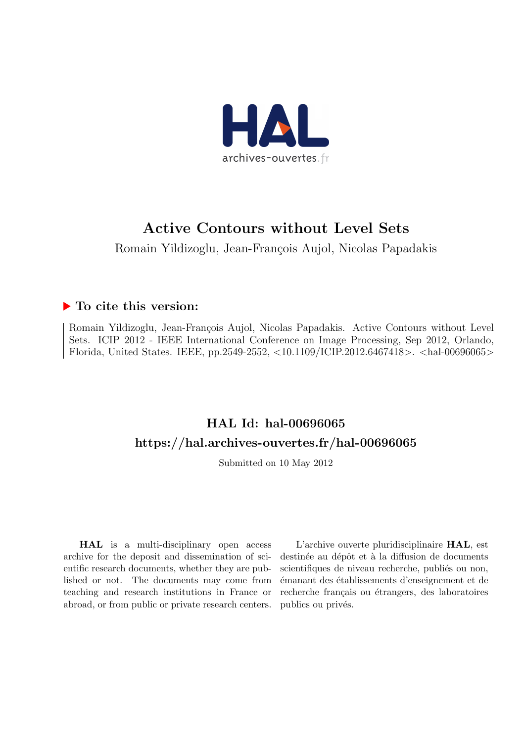# Active Contours without Level Sets

Romain Yildizoglu, Jean-François Aujol, Nicolas Papadakis

## ▶ To cite this version:

Romain Yildizoglu, Jean-François Aujol, Nicolas Papadakis. Active Contours without Level Sets. ICIP 2012 - IEEE International Conference on Image Processing, Sep 2012, Orlando, Florida, United States. IEEE, pp.2549-2552, <10.1109/ICIP.2012.6467418>. <hal-00696065>

## HAL Id: hal-00696065

## https://hal.archives-ouvertes.fr/hal-00696065

Submitted on 10 May 2012

**HAL** is a multi-disciplinary open access archive for the deposit and dissemination of scientific research documents, whether they are published or not. The documents may come from teaching and research institutions in France or abroad, or from public or private research centers.

L'archive ouverte pluridisciplinaire **HAL**, est destinée au dépôt et à la diffusion de documents scientifiques de niveau recherche, publiés ou non, émanant des établissements d'enseignement et de recherche français ou étrangers, des laboratoires publics ou privés.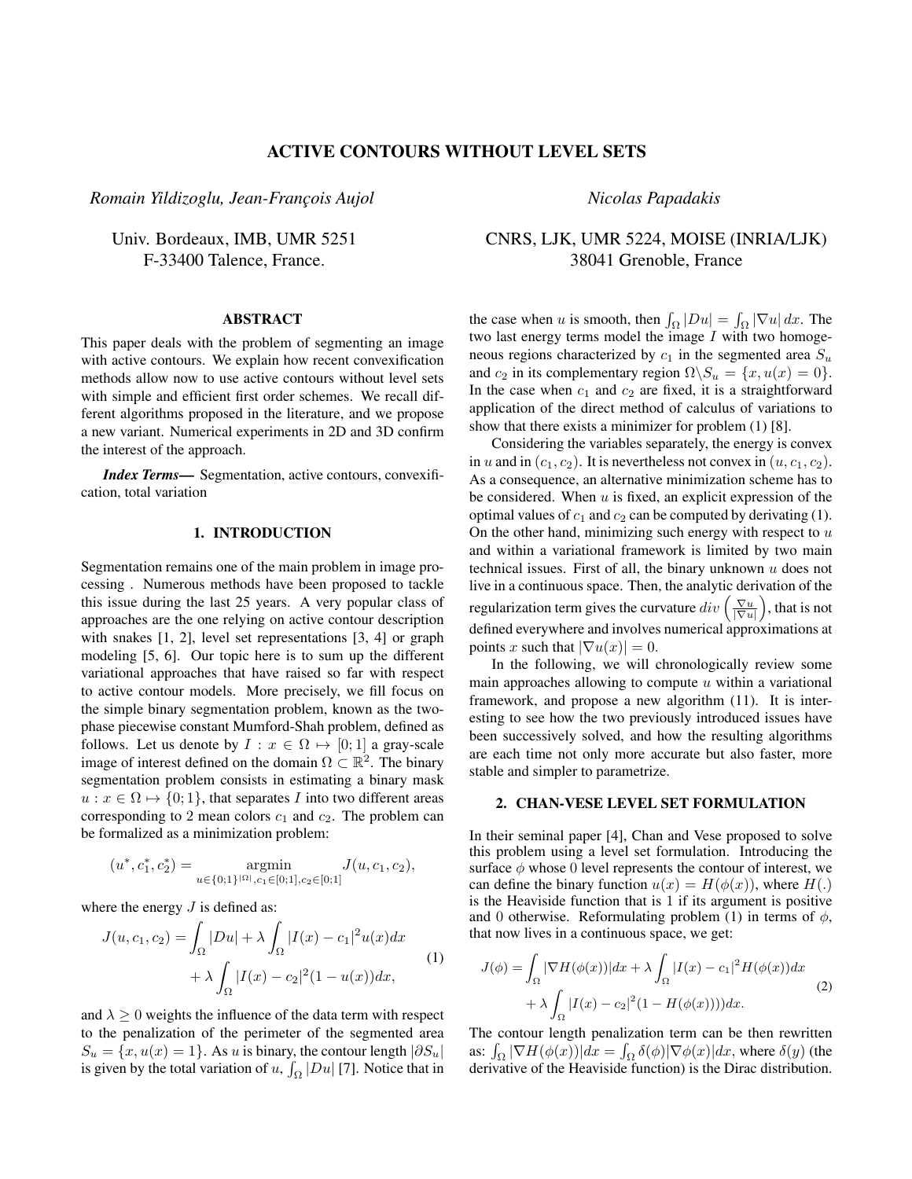# ACTIVE CONTOURS WITHOUT LEVEL SETS

*Romain Yildizoglu, Jean-François Aujol*

Univ. Bordeaux, IMB, UMR 5251
F-33400 Talence, France.

*Nicolas Papadakis*

CNRS, LJK, UMR 5224, MOISE (INRIA/LJK)
38041 Grenoble, France

## ABSTRACT

This paper deals with the problem of segmenting an image with active contours. We explain how recent convexification methods allow now to use active contours without level sets with simple and efficient first order schemes. We recall different algorithms proposed in the literature, and we propose a new variant. Numerical experiments in 2D and 3D confirm the interest of the approach.

***Index Terms*—** Segmentation, active contours, convexification, total variation

## 1. INTRODUCTION

Segmentation remains one of the main problem in image processing . Numerous methods have been proposed to tackle this issue during the last 25 years. A very popular class of approaches are the one relying on active contour description with snakes [1, 2], level set representations [3, 4] or graph modeling [5, 6]. Our topic here is to sum up the different variational approaches that have raised so far with respect to active contour models. More precisely, we fill focus on the simple binary segmentation problem, known as the two-phase piecewise constant Mumford-Shah problem, defined as follows. Let us denote by $I : x \in \Omega \mapsto [0;1]$ a gray-scale image of interest defined on the domain $\Omega \subset \mathbb{R}^2$. The binary segmentation problem consists in estimating a binary mask $u : x \in \Omega \mapsto \{0;1\}$, that separates $I$ into two different areas corresponding to 2 mean colors $c_1$ and $c_2$. The problem can be formalized as a minimization problem:

$$(u^*, c_1^*, c_2^*) = \underset{u \in \{0;1\}^{|\Omega|}, c_1 \in [0;1], c_2 \in [0;1]}{\operatorname{argmin}} J(u, c_1, c_2),$$

where the energy $J$ is defined as:

$$J(u, c_1, c_2) = \int_\Omega |Du| + \lambda \int_\Omega |I(x) - c_1|^2 u(x) dx + \lambda \int_\Omega |I(x) - c_2|^2 (1 - u(x)) dx, \tag{1}$$

and $\lambda \geq 0$ weights the influence of the data term with respect to the penalization of the perimeter of the segmented area $S_u = \{x, u(x) = 1\}$. As $u$ is binary, the contour length $|\partial S_u|$ is given by the total variation of $u$, $\int_\Omega |Du|$ [7]. Notice that in the case when $u$ is smooth, then $\int_\Omega |Du| = \int_\Omega |\nabla u| \, dx$. The two last energy terms model the image $I$ with two homogeneous regions characterized by $c_1$ in the segmented area $S_u$ and $c_2$ in its complementary region $\Omega \backslash S_u = \{x, u(x) = 0\}$. In the case when $c_1$ and $c_2$ are fixed, it is a straightforward application of the direct method of calculus of variations to show that there exists a minimizer for problem (1) [8].

Considering the variables separately, the energy is convex in $u$ and in $(c_1, c_2)$. It is nevertheless not convex in $(u, c_1, c_2)$. As a consequence, an alternative minimization scheme has to be considered. When $u$ is fixed, an explicit expression of the optimal values of $c_1$ and $c_2$ can be computed by derivating (1). On the other hand, minimizing such energy with respect to $u$ and within a variational framework is limited by two main technical issues. First of all, the binary unknown $u$ does not live in a continuous space. Then, the analytic derivation of the regularization term gives the curvature $div\left(\frac{\nabla u}{|\nabla u|}\right)$, that is not defined everywhere and involves numerical approximations at points $x$ such that $|\nabla u(x)| = 0$.

In the following, we will chronologically review some main approaches allowing to compute $u$ within a variational framework, and propose a new algorithm (11). It is interesting to see how the two previously introduced issues have been successively solved, and how the resulting algorithms are each time not only more accurate but also faster, more stable and simpler to parametrize.

## 2. CHAN-VESE LEVEL SET FORMULATION

In their seminal paper [4], Chan and Vese proposed to solve this problem using a level set formulation. Introducing the surface $\phi$ whose 0 level represents the contour of interest, we can define the binary function $u(x) = H(\phi(x))$, where $H(.)$ is the Heaviside function that is 1 if its argument is positive and 0 otherwise. Reformulating problem (1) in terms of $\phi$, that now lives in a continuous space, we get:

$$J(\phi) = \int_\Omega |\nabla H(\phi(x))| dx + \lambda \int_\Omega |I(x) - c_1|^2 H(\phi(x)) dx + \lambda \int_\Omega |I(x) - c_2|^2 (1 - H(\phi(x)))) dx. \tag{2}$$

The contour length penalization term can be then rewritten as: $\int_\Omega |\nabla H(\phi(x))| dx = \int_\Omega \delta(\phi) |\nabla \phi(x)| dx$, where $\delta(y)$ (the derivative of the Heaviside function) is the Dirac distribution.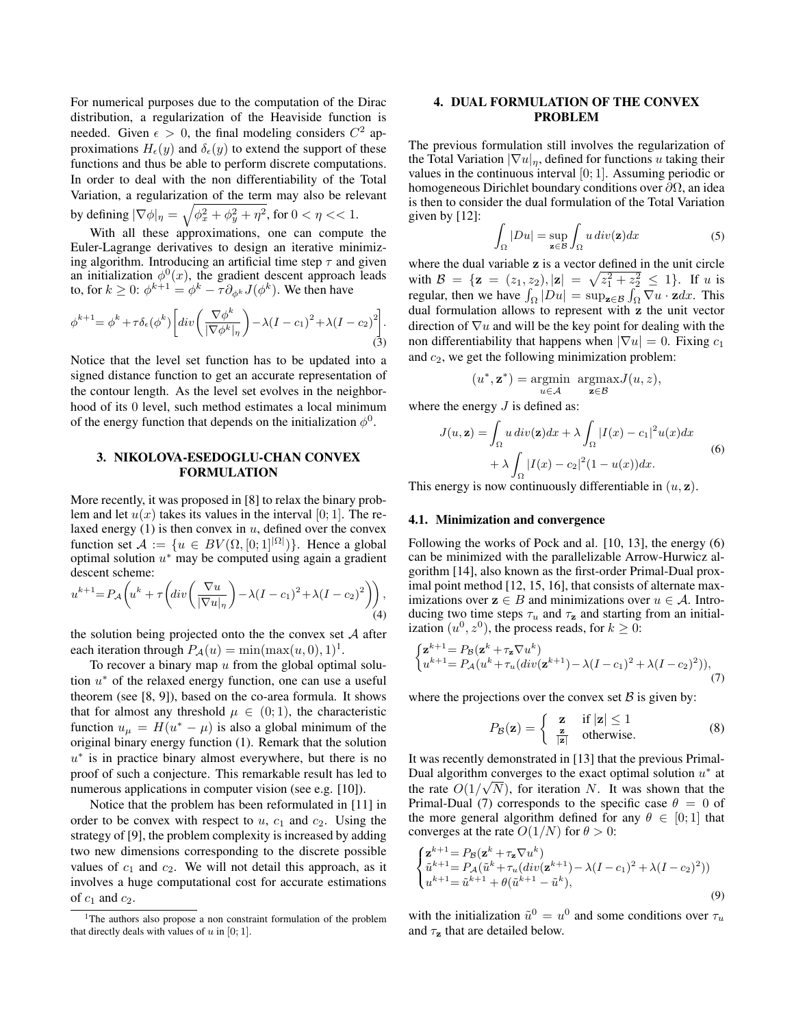For numerical purposes due to the computation of the Dirac distribution, a regularization of the Heaviside function is needed. Given $\epsilon > 0$, the final modeling considers $C^2$ approximations $H_\epsilon(y)$ and $\delta_\epsilon(y)$ to extend the support of these functions and thus be able to perform discrete computations. In order to deal with the non differentiability of the Total Variation, a regularization of the term may also be relevant by defining $|\nabla\phi|_\eta = \sqrt{\phi_x^2 + \phi_y^2 + \eta^2}$, for $0 < \eta << 1$.

With all these approximations, one can compute the Euler-Lagrange derivatives to design an iterative minimizing algorithm. Introducing an artificial time step $\tau$ and given an initialization $\phi^0(x)$, the gradient descent approach leads to, for $k \geq 0$: $\phi^{k+1} = \phi^k - \tau\partial_{\phi^k} J(\phi^k)$. We then have

$$\phi^{k+1} = \phi^k + \tau\delta_\epsilon(\phi^k)\left[div\left(\frac{\nabla\phi^k}{|\nabla\phi^k|_\eta}\right) - \lambda(I - c_1)^2 + \lambda(I - c_2)^2\right]. \tag{3}$$

Notice that the level set function has to be updated into a signed distance function to get an accurate representation of the contour length. As the level set evolves in the neighborhood of its 0 level, such method estimates a local minimum of the energy function that depends on the initialization $\phi^0$.

## 3. NIKOLOVA-ESEDOGLU-CHAN CONVEX FORMULATION

More recently, it was proposed in [8] to relax the binary problem and let $u(x)$ takes its values in the interval $[0; 1]$. The relaxed energy (1) is then convex in $u$, defined over the convex function set $\mathcal{A} := \{u \in BV(\Omega, [0; 1]^{|\Omega|})\}$. Hence a global optimal solution $u^*$ may be computed using again a gradient descent scheme:

$$u^{k+1} = P_{\mathcal{A}}\left(u^k + \tau\left(div\left(\frac{\nabla u}{|\nabla u|_\eta}\right) - \lambda(I - c_1)^2 + \lambda(I - c_2)^2\right)\right), \tag{4}$$

the solution being projected onto the the convex set $\mathcal{A}$ after each iteration through $P_{\mathcal{A}}(u) = \min(\max(u, 0), 1)$[1].

To recover a binary map $u$ from the global optimal solution $u^*$ of the relaxed energy function, one can use a useful theorem (see [8, 9]), based on the co-area formula. It shows that for almost any threshold $\mu \in (0; 1)$, the characteristic function $u_\mu = H(u^* - \mu)$ is also a global minimum of the original binary energy function (1). Remark that the solution $u^*$ is in practice binary almost everywhere, but there is no proof of such a conjecture. This remarkable result has led to numerous applications in computer vision (see e.g. [10]).

Notice that the problem has been reformulated in [11] in order to be convex with respect to $u$, $c_1$ and $c_2$. Using the strategy of [9], the problem complexity is increased by adding two new dimensions corresponding to the discrete possible values of $c_1$ and $c_2$. We will not detail this approach, as it involves a huge computational cost for accurate estimations of $c_1$ and $c_2$.

[1] The authors also propose a non constraint formulation of the problem that directly deals with values of $u$ in $[0; 1]$.

## 4. DUAL FORMULATION OF THE CONVEX PROBLEM

The previous formulation still involves the regularization of the Total Variation $|\nabla u|_\eta$, defined for functions $u$ taking their values in the continuous interval $[0; 1]$. Assuming periodic or homogeneous Dirichlet boundary conditions over $\partial\Omega$, an idea is then to consider the dual formulation of the Total Variation given by [12]:

$$\int_\Omega |Du| = \sup_{\mathbf{z}\in\mathcal{B}} \int_\Omega u\, div(\mathbf{z})dx \tag{5}$$

where the dual variable $\mathbf{z}$ is a vector defined in the unit circle with $\mathcal{B} = \{\mathbf{z} = (z_1, z_2), |\mathbf{z}| = \sqrt{z_1^2 + z_2^2} \leq 1\}$. If $u$ is regular, then we have $\int_\Omega |Du| = \sup_{\mathbf{z}\in\mathcal{B}} \int_\Omega \nabla u \cdot \mathbf{z}dx$. This dual formulation allows to represent with $\mathbf{z}$ the unit vector direction of $\nabla u$ and will be the key point for dealing with the non differentiability that happens when $|\nabla u| = 0$. Fixing $c_1$ and $c_2$, we get the following minimization problem:

$$(u^*, \mathbf{z}^*) = \underset{u\in\mathcal{A}}{\operatorname{argmin}}\ \underset{\mathbf{z}\in\mathcal{B}}{\operatorname{argmax}} J(u, z),$$

where the energy $J$ is defined as:

$$\begin{aligned} J(u, \mathbf{z}) = &\int_\Omega u\, div(\mathbf{z})dx + \lambda\int_\Omega |I(x) - c_1|^2 u(x)dx \\ &+ \lambda\int_\Omega |I(x) - c_2|^2(1 - u(x))dx. \end{aligned} \tag{6}$$

This energy is now continuously differentiable in $(u, \mathbf{z})$.

### 4.1. Minimization and convergence

Following the works of Pock and al. [10, 13], the energy (6) can be minimized with the parallelizable Arrow-Hurwicz algorithm [14], also known as the first-order Primal-Dual proximal point method [12, 15, 16], that consists of alternate maximizations over $\mathbf{z} \in B$ and minimizations over $u \in \mathcal{A}$. Introducing two time steps $\tau_u$ and $\tau_{\mathbf{z}}$ and starting from an initialization $(u^0, z^0)$, the process reads, for $k \geq 0$:

$$\begin{cases} \mathbf{z}^{k+1} = P_{\mathcal{B}}(\mathbf{z}^k + \tau_{\mathbf{z}}\nabla u^k) \\ u^{k+1} = P_{\mathcal{A}}(u^k + \tau_u(div(\mathbf{z}^{k+1}) - \lambda(I - c_1)^2 + \lambda(I - c_2)^2)), \end{cases} \tag{7}$$

where the projections over the convex set $\mathcal{B}$ is given by:

$$P_{\mathcal{B}}(\mathbf{z}) = \begin{cases} \mathbf{z} & \text{if } |\mathbf{z}| \leq 1 \\ \frac{\mathbf{z}}{|\mathbf{z}|} & \text{otherwise.} \end{cases} \tag{8}$$

It was recently demonstrated in [13] that the previous Primal-Dual algorithm converges to the exact optimal solution $u^*$ at the rate $O(1/\sqrt{N})$, for iteration $N$. It was shown that the Primal-Dual (7) corresponds to the specific case $\theta = 0$ of the more general algorithm defined for any $\theta \in [0; 1]$ that converges at the rate $O(1/N)$ for $\theta > 0$:

$$\begin{cases} \mathbf{z}^{k+1} = P_{\mathcal{B}}(\mathbf{z}^k + \tau_{\mathbf{z}}\nabla u^k) \\ \tilde{u}^{k+1} = P_{\mathcal{A}}(\tilde{u}^k + \tau_u(div(\mathbf{z}^{k+1}) - \lambda(I - c_1)^2 + \lambda(I - c_2)^2)) \\ u^{k+1} = \tilde{u}^{k+1} + \theta(\tilde{u}^{k+1} - \tilde{u}^k), \end{cases} \tag{9}$$

with the initialization $\tilde{u}^0 = u^0$ and some conditions over $\tau_u$ and $\tau_{\mathbf{z}}$ that are detailed below.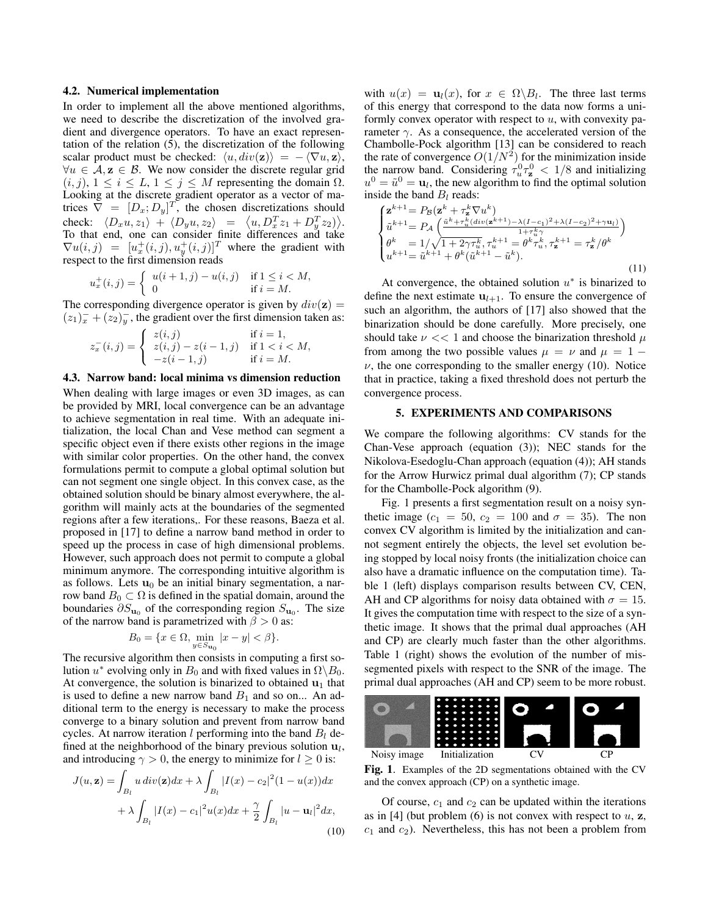### 4.2. Numerical implementation

In order to implement all the above mentioned algorithms, we need to describe the discretization of the involved gradient and divergence operators. To have an exact representation of the relation (5), the discretization of the following scalar product must be checked: $\langle u, div(\mathbf{z})\rangle = -\langle \nabla u, \mathbf{z}\rangle$, $\forall u \in \mathcal{A}, \mathbf{z} \in \mathcal{B}$. We now consider the discrete regular grid $(i, j)$, $1 \leq i \leq L$, $1 \leq j \leq M$ representing the domain $\Omega$. Looking at the discrete gradient operator as a vector of matrices $\nabla = [D_x; D_y]^T$, the chosen discretizations should check: $\langle D_x u, z_1\rangle + \langle D_y u, z_2\rangle = \langle u, D_x^T z_1 + D_y^T z_2\rangle$. To that end, one can consider finite differences and take $\nabla u(i,j) = [u_x^+(i,j), u_y^+(i,j)]^T$ where the gradient with respect to the first dimension reads

$$u_x^+(i,j) = \begin{cases} u(i+1,j) - u(i,j) & \text{if } 1 \leq i < M, \\ 0 & \text{if } i = M. \end{cases}$$

The corresponding divergence operator is given by $div(\mathbf{z}) = (z_1)_x^- + (z_2)_y^-$, the gradient over the first dimension taken as:

$$z_x^-(i,j) = \begin{cases} z(i,j) & \text{if } i = 1, \\ z(i,j) - z(i-1,j) & \text{if } 1 < i < M, \\ -z(i-1,j) & \text{if } i = M. \end{cases}$$

### 4.3. Narrow band: local minima vs dimension reduction

When dealing with large images or even 3D images, as can be provided by MRI, local convergence can be an advantage to achieve segmentation in real time. With an adequate initialization, the local Chan and Vese method can segment a specific object even if there exists other regions in the image with similar color properties. On the other hand, the convex formulations permit to compute a global optimal solution but can not segment one single object. In this convex case, as the obtained solution should be binary almost everywhere, the algorithm will mainly acts at the boundaries of the segmented regions after a few iterations,. For these reasons, Baeza et al. proposed in [17] to define a narrow band method in order to speed up the process in case of high dimensional problems. However, such approach does not permit to compute a global minimum anymore. The corresponding intuitive algorithm is as follows. Lets $\mathbf{u}_0$ be an initial binary segmentation, a narrow band $B_0 \subset \Omega$ is defined in the spatial domain, around the boundaries $\partial S_{\mathbf{u}_0}$ of the corresponding region $S_{\mathbf{u}_0}$. The size of the narrow band is parametrized with $\beta > 0$ as:

$$B_0 = \{x \in \Omega, \min_{y \in S_{\mathbf{u}_0}} |x - y| < \beta\}.$$

The recursive algorithm then consists in computing a first solution $u^*$ evolving only in $B_0$ and with fixed values in $\Omega \backslash B_0$. At convergence, the solution is binarized to obtained $\mathbf{u}_1$ that is used to define a new narrow band $B_1$ and so on... An additional term to the energy is necessary to make the process converge to a binary solution and prevent from narrow band cycles. At narrow iteration $l$ performing into the band $B_l$ defined at the neighborhood of the binary previous solution $\mathbf{u}_l$, and introducing $\gamma > 0$, the energy to minimize for $l \geq 0$ is:

$$\begin{aligned} J(u, \mathbf{z}) = &\int_{B_l} u \, div(\mathbf{z}) dx + \lambda \int_{B_l} |I(x) - c_2|^2 (1 - u(x)) dx \\ &+ \lambda \int_{B_l} |I(x) - c_1|^2 u(x) dx + \frac{\gamma}{2} \int_{B_l} |u - \mathbf{u}_l|^2 dx, \end{aligned} \tag{10}$$

with $u(x) = \mathbf{u}_l(x)$, for $x \in \Omega \backslash B_l$. The three last terms of this energy that correspond to the data now forms a uniformly convex operator with respect to $u$, with convexity parameter $\gamma$. As a consequence, the accelerated version of the Chambolle-Pock algorithm [13] can be considered to reach the rate of convergence $O(1/N^2)$ for the minimization inside the narrow band. Considering $\tau_u^0 \tau_{\mathbf{z}}^0 < 1/8$ and initializing $u^0 = \tilde{u}^0 = \mathbf{u}_l$, the new algorithm to find the optimal solution inside the band $B_l$ reads:

$$\begin{cases} \mathbf{z}^{k+1} = P_{\mathcal{B}}(\mathbf{z}^k + \tau_{\mathbf{z}}^k \nabla u^k) \\ \tilde{u}^{k+1} = P_{\mathcal{A}}\left(\frac{\tilde{u}^k + \tau_u^k (div(\mathbf{z}^{k+1}) - \lambda (I - c_1)^2 + \lambda (I - c_2)^2 + \gamma \mathbf{u}_l)}{1 + \tau_u^k \gamma}\right) \\ \theta^k = 1/\sqrt{1 + 2\gamma \tau_u^k}, \tau_u^{k+1} = \theta^k \tau_u^k, \tau_{\mathbf{z}}^{k+1} = \tau_{\mathbf{z}}^k / \theta^k \\ u^{k+1} = \tilde{u}^{k+1} + \theta^k (\tilde{u}^{k+1} - \tilde{u}^k). \end{cases} \tag{11}$$

At convergence, the obtained solution $u^*$ is binarized to define the next estimate $\mathbf{u}_{l+1}$. To ensure the convergence of such an algorithm, the authors of [17] also showed that the binarization should be done carefully. More precisely, one should take $\nu << 1$ and choose the binarization threshold $\mu$ from among the two possible values $\mu = \nu$ and $\mu = 1 - \nu$, the one corresponding to the smaller energy (10). Notice that in practice, taking a fixed threshold does not perturb the convergence process.

## 5. EXPERIMENTS AND COMPARISONS

We compare the following algorithms: CV stands for the Chan-Vese approach (equation (3)); NEC stands for the Nikolova-Esedoglu-Chan approach (equation (4)); AH stands for the Arrow Hurwicz primal dual algorithm (7); CP stands for the Chambolle-Pock algorithm (9).

Fig. 1 presents a first segmentation result on a noisy synthetic image ($c_1 = 50$, $c_2 = 100$ and $\sigma = 35$). The non convex CV algorithm is limited by the initialization and cannot segment entirely the objects, the level set evolution being stopped by local noisy fronts (the initialization choice can also have a dramatic influence on the computation time). Table 1 (left) displays comparison results between CV, CEN, AH and CP algorithms for noisy data obtained with $\sigma = 15$. It gives the computation time with respect to the size of a synthetic image. It shows that the primal dual approaches (AH and CP) are clearly much faster than the other algorithms. Table 1 (right) shows the evolution of the number of missegmented pixels with respect to the SNR of the image. The primal dual approaches (AH and CP) seem to be more robust.

Noisy image | Initialization | CV | CP

**Fig. 1**. Examples of the 2D segmentations obtained with the CV and the convex approach (CP) on a synthetic image.

Of course, $c_1$ and $c_2$ can be updated within the iterations as in [4] (but problem (6) is not convex with respect to $u$, $\mathbf{z}$, $c_1$ and $c_2$). Nevertheless, this has not been a problem from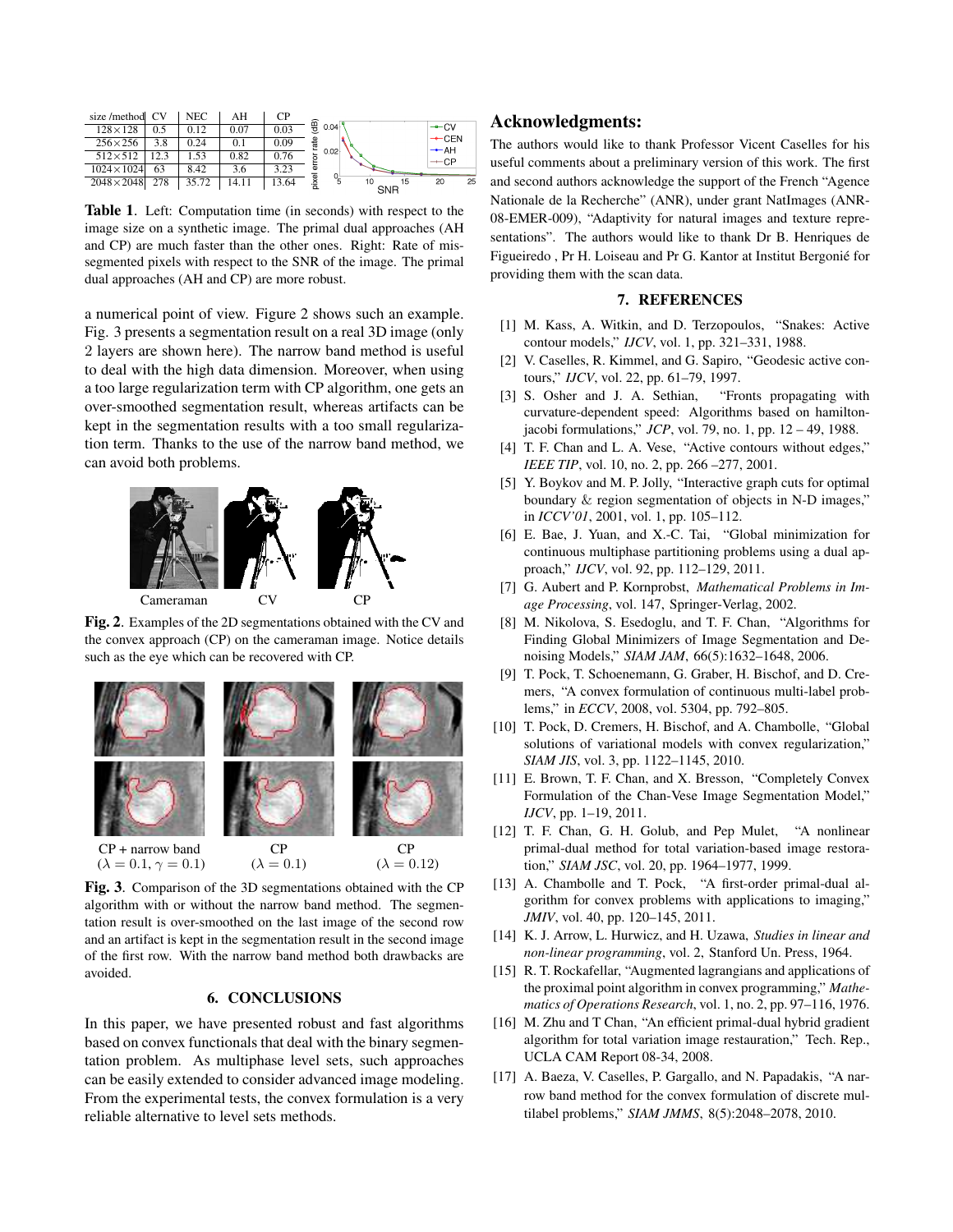| size /method | CV | NEC | AH | CP |
|---|---|---|---|---|
| 128×128 | 0.5 | 0.12 | 0.07 | 0.03 |
| 256×256 | 3.8 | 0.24 | 0.1 | 0.09 |
| 512×512 | 12.3 | 1.53 | 0.82 | 0.76 |
| 1024×1024 | 63 | 8.42 | 3.6 | 3.23 |
| 2048×2048 | 278 | 35.72 | 14.11 | 13.64 |

pixel error rate (dB)
0.04
0.02
0
5 10 15 20 25
SNR
CV
CEN
AH
CP

**Table 1**. Left: Computation time (in seconds) with respect to the image size on a synthetic image. The primal dual approaches (AH and CP) are much faster than the other ones. Right: Rate of missegmented pixels with respect to the SNR of the image. The primal dual approaches (AH and CP) are more robust.

a numerical point of view. Figure 2 shows such an example. Fig. 3 presents a segmentation result on a real 3D image (only 2 layers are shown here). The narrow band method is useful to deal with the high data dimension. Moreover, when using a too large regularization term with CP algorithm, one gets an over-smoothed segmentation result, whereas artifacts can be kept in the segmentation results with a too small regularization term. Thanks to the use of the narrow band method, we can avoid both problems.

Cameraman CV CP

**Fig. 2**. Examples of the 2D segmentations obtained with the CV and the convex approach (CP) on the cameraman image. Notice details such as the eye which can be recovered with CP.

CP + narrow band ($\lambda = 0.1, \gamma = 0.1$) CP ($\lambda = 0.1$) CP ($\lambda = 0.12$)

**Fig. 3**. Comparison of the 3D segmentations obtained with the CP algorithm with or without the narrow band method. The segmentation result is over-smoothed on the last image of the second row and an artifact is kept in the segmentation result in the second image of the first row. With the narrow band method both drawbacks are avoided.

## 6. CONCLUSIONS

In this paper, we have presented robust and fast algorithms based on convex functionals that deal with the binary segmentation problem. As multiphase level sets, such approaches can be easily extended to consider advanced image modeling. From the experimental tests, the convex formulation is a very reliable alternative to level sets methods.

## Acknowledgments:

The authors would like to thank Professor Vicent Caselles for his useful comments about a preliminary version of this work. The first and second authors acknowledge the support of the French "Agence Nationale de la Recherche" (ANR), under grant NatImages (ANR-08-EMER-009), "Adaptivity for natural images and texture representations". The authors would like to thank Dr B. Henriques de Figueiredo , Pr H. Loiseau and Pr G. Kantor at Institut Bergonié for providing them with the scan data.

## 7. REFERENCES

[1] M. Kass, A. Witkin, and D. Terzopoulos, "Snakes: Active contour models," *IJCV*, vol. 1, pp. 321–331, 1988.

[2] V. Caselles, R. Kimmel, and G. Sapiro, "Geodesic active contours," *IJCV*, vol. 22, pp. 61–79, 1997.

[3] S. Osher and J. A. Sethian, "Fronts propagating with curvature-dependent speed: Algorithms based on hamilton-jacobi formulations," *JCP*, vol. 79, no. 1, pp. 12 – 49, 1988.

[4] T. F. Chan and L. A. Vese, "Active contours without edges," *IEEE TIP*, vol. 10, no. 2, pp. 266 –277, 2001.

[5] Y. Boykov and M. P. Jolly, "Interactive graph cuts for optimal boundary & region segmentation of objects in N-D images," in *ICCV'01*, 2001, vol. 1, pp. 105–112.

[6] E. Bae, J. Yuan, and X.-C. Tai, "Global minimization for continuous multiphase partitioning problems using a dual approach," *IJCV*, vol. 92, pp. 112–129, 2011.

[7] G. Aubert and P. Kornprobst, *Mathematical Problems in Image Processing*, vol. 147, Springer-Verlag, 2002.

[8] M. Nikolova, S. Esedoglu, and T. F. Chan, "Algorithms for Finding Global Minimizers of Image Segmentation and Denoising Models," *SIAM JAM*, 66(5):1632–1648, 2006.

[9] T. Pock, T. Schoenemann, G. Graber, H. Bischof, and D. Cremers, "A convex formulation of continuous multi-label problems," in *ECCV*, 2008, vol. 5304, pp. 792–805.

[10] T. Pock, D. Cremers, H. Bischof, and A. Chambolle, "Global solutions of variational models with convex regularization," *SIAM JIS*, vol. 3, pp. 1122–1145, 2010.

[11] E. Brown, T. F. Chan, and X. Bresson, "Completely Convex Formulation of the Chan-Vese Image Segmentation Model," *IJCV*, pp. 1–19, 2011.

[12] T. F. Chan, G. H. Golub, and Pep Mulet, "A nonlinear primal-dual method for total variation-based image restoration," *SIAM JSC*, vol. 20, pp. 1964–1977, 1999.

[13] A. Chambolle and T. Pock, "A first-order primal-dual algorithm for convex problems with applications to imaging," *JMIV*, vol. 40, pp. 120–145, 2011.

[14] K. J. Arrow, L. Hurwicz, and H. Uzawa, *Studies in linear and non-linear programming*, vol. 2, Stanford Un. Press, 1964.

[15] R. T. Rockafellar, "Augmented lagrangians and applications of the proximal point algorithm in convex programming," *Mathematics of Operations Research*, vol. 1, no. 2, pp. 97–116, 1976.

[16] M. Zhu and T Chan, "An efficient primal-dual hybrid gradient algorithm for total variation image restauration," Tech. Rep., UCLA CAM Report 08-34, 2008.

[17] A. Baeza, V. Caselles, P. Gargallo, and N. Papadakis, "A narrow band method for the convex formulation of discrete multilabel problems," *SIAM JMMS*, 8(5):2048–2078, 2010.